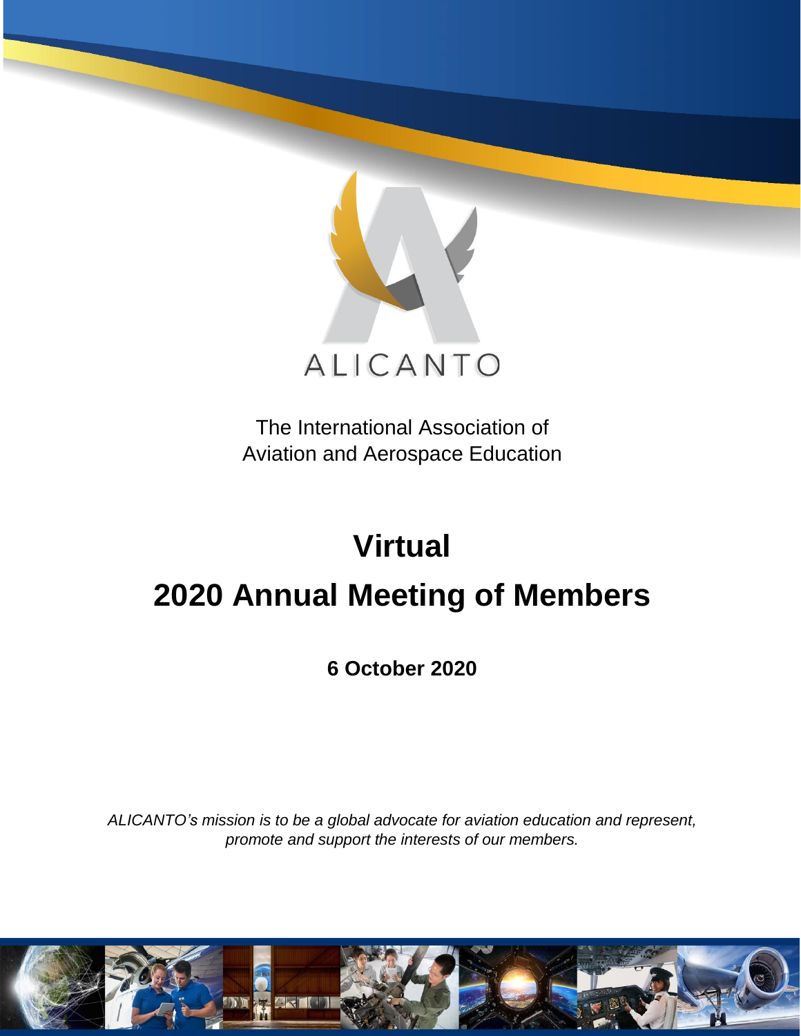ALICANTO

The International Association of
Aviation and Aerospace Education

# Virtual
# 2020 Annual Meeting of Members

**6 October 2020**

*ALICANTO's mission is to be a global advocate for aviation education and represent, promote and support the interests of our members.*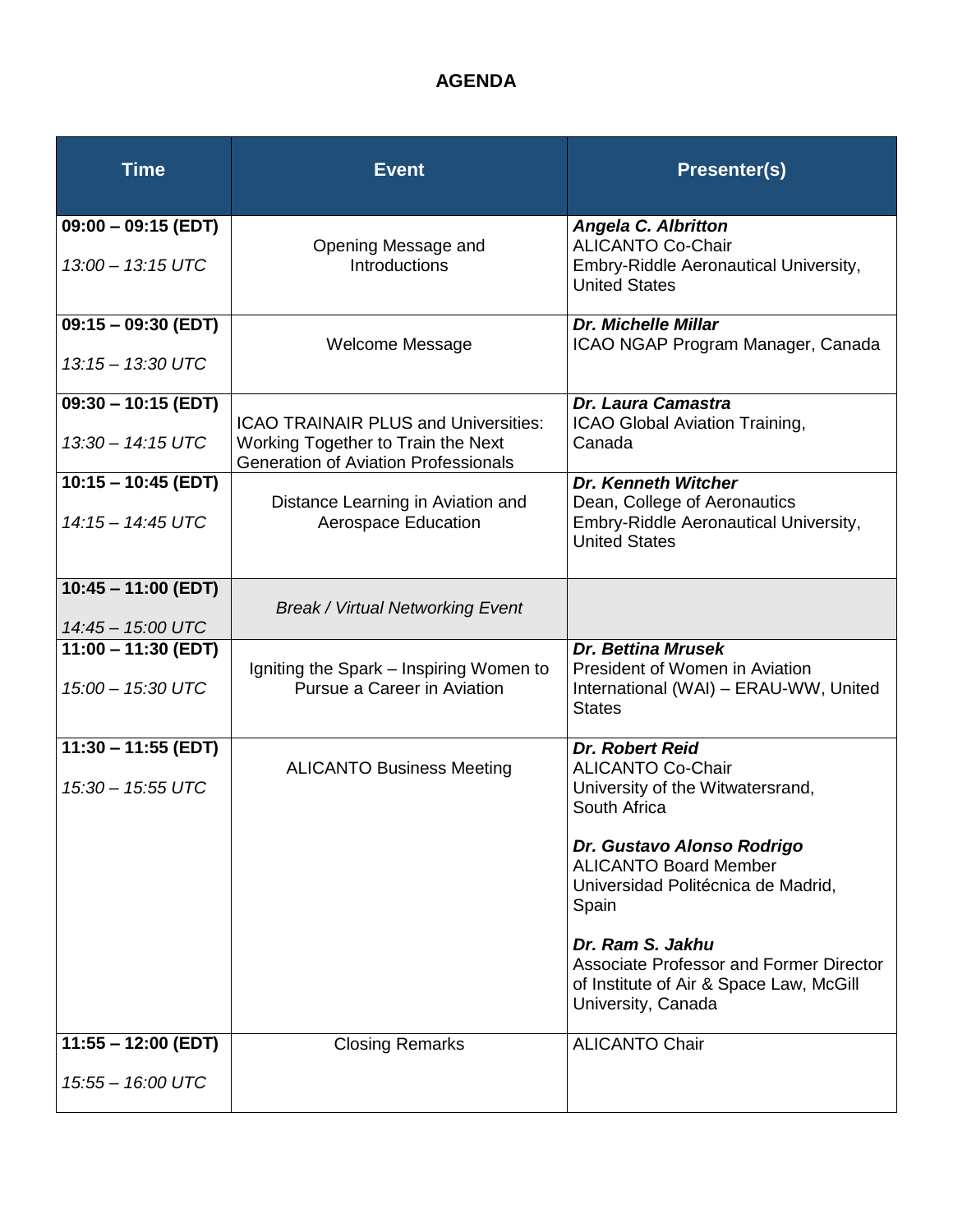## AGENDA

| Time | Event | Presenter(s) |
|---|---|---|
| **09:00 – 09:15 (EDT)**<br>*13:00 – 13:15 UTC* | Opening Message and Introductions | ***Angela C. Albritton***<br>ALICANTO Co-Chair<br>Embry-Riddle Aeronautical University, United States |
| **09:15 – 09:30 (EDT)**<br>*13:15 – 13:30 UTC* | Welcome Message | ***Dr. Michelle Millar***<br>ICAO NGAP Program Manager, Canada |
| **09:30 – 10:15 (EDT)**<br>*13:30 – 14:15 UTC* | ICAO TRAINAIR PLUS and Universities: Working Together to Train the Next Generation of Aviation Professionals | ***Dr. Laura Camastra***<br>ICAO Global Aviation Training, Canada |
| **10:15 – 10:45 (EDT)**<br>*14:15 – 14:45 UTC* | Distance Learning in Aviation and Aerospace Education | ***Dr. Kenneth Witcher***<br>Dean, College of Aeronautics<br>Embry-Riddle Aeronautical University, United States |
| **10:45 – 11:00 (EDT)**<br>*14:45 – 15:00 UTC* | *Break / Virtual Networking Event* | |
| **11:00 – 11:30 (EDT)**<br>*15:00 – 15:30 UTC* | Igniting the Spark – Inspiring Women to Pursue a Career in Aviation | ***Dr. Bettina Mrusek***<br>President of Women in Aviation International (WAI) – ERAU-WW, United States |
| **11:30 – 11:55 (EDT)**<br>*15:30 – 15:55 UTC* | ALICANTO Business Meeting | ***Dr. Robert Reid***<br>ALICANTO Co-Chair<br>University of the Witwatersrand, South Africa<br><br>***Dr. Gustavo Alonso Rodrigo***<br>ALICANTO Board Member<br>Universidad Politécnica de Madrid, Spain<br><br>***Dr. Ram S. Jakhu***<br>Associate Professor and Former Director of Institute of Air & Space Law, McGill University, Canada |
| **11:55 – 12:00 (EDT)**<br>*15:55 – 16:00 UTC* | Closing Remarks | ALICANTO Chair |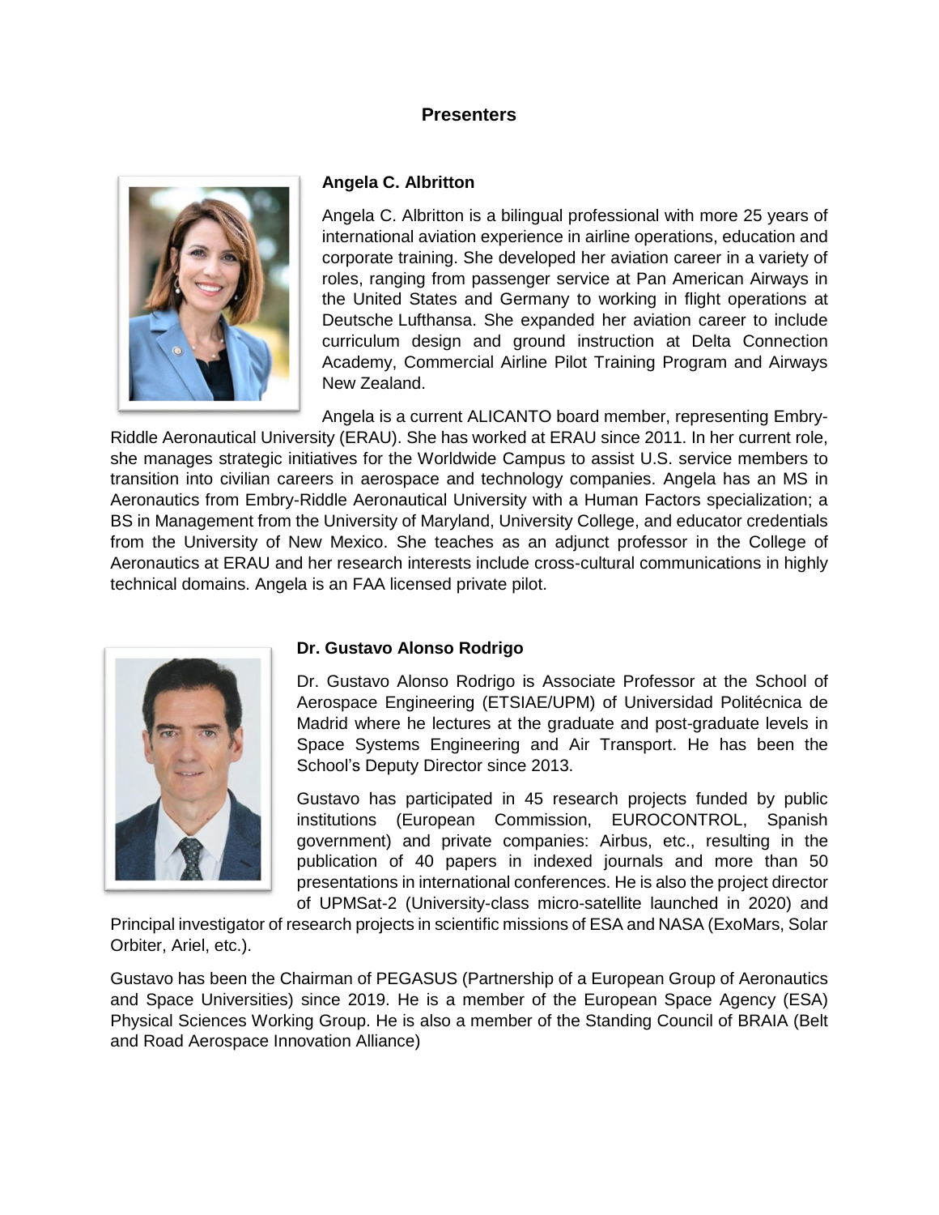## Presenters

### Angela C. Albritton

Angela C. Albritton is a bilingual professional with more 25 years of international aviation experience in airline operations, education and corporate training. She developed her aviation career in a variety of roles, ranging from passenger service at Pan American Airways in the United States and Germany to working in flight operations at Deutsche Lufthansa. She expanded her aviation career to include curriculum design and ground instruction at Delta Connection Academy, Commercial Airline Pilot Training Program and Airways New Zealand.

Angela is a current ALICANTO board member, representing Embry-Riddle Aeronautical University (ERAU). She has worked at ERAU since 2011. In her current role, she manages strategic initiatives for the Worldwide Campus to assist U.S. service members to transition into civilian careers in aerospace and technology companies. Angela has an MS in Aeronautics from Embry-Riddle Aeronautical University with a Human Factors specialization; a BS in Management from the University of Maryland, University College, and educator credentials from the University of New Mexico. She teaches as an adjunct professor in the College of Aeronautics at ERAU and her research interests include cross-cultural communications in highly technical domains. Angela is an FAA licensed private pilot.

### Dr. Gustavo Alonso Rodrigo

Dr. Gustavo Alonso Rodrigo is Associate Professor at the School of Aerospace Engineering (ETSIAE/UPM) of Universidad Politécnica de Madrid where he lectures at the graduate and post-graduate levels in Space Systems Engineering and Air Transport. He has been the School's Deputy Director since 2013.

Gustavo has participated in 45 research projects funded by public institutions (European Commission, EUROCONTROL, Spanish government) and private companies: Airbus, etc., resulting in the publication of 40 papers in indexed journals and more than 50 presentations in international conferences. He is also the project director of UPMSat-2 (University-class micro-satellite launched in 2020) and Principal investigator of research projects in scientific missions of ESA and NASA (ExoMars, Solar Orbiter, Ariel, etc.).

Gustavo has been the Chairman of PEGASUS (Partnership of a European Group of Aeronautics and Space Universities) since 2019. He is a member of the European Space Agency (ESA) Physical Sciences Working Group. He is also a member of the Standing Council of BRAIA (Belt and Road Aerospace Innovation Alliance)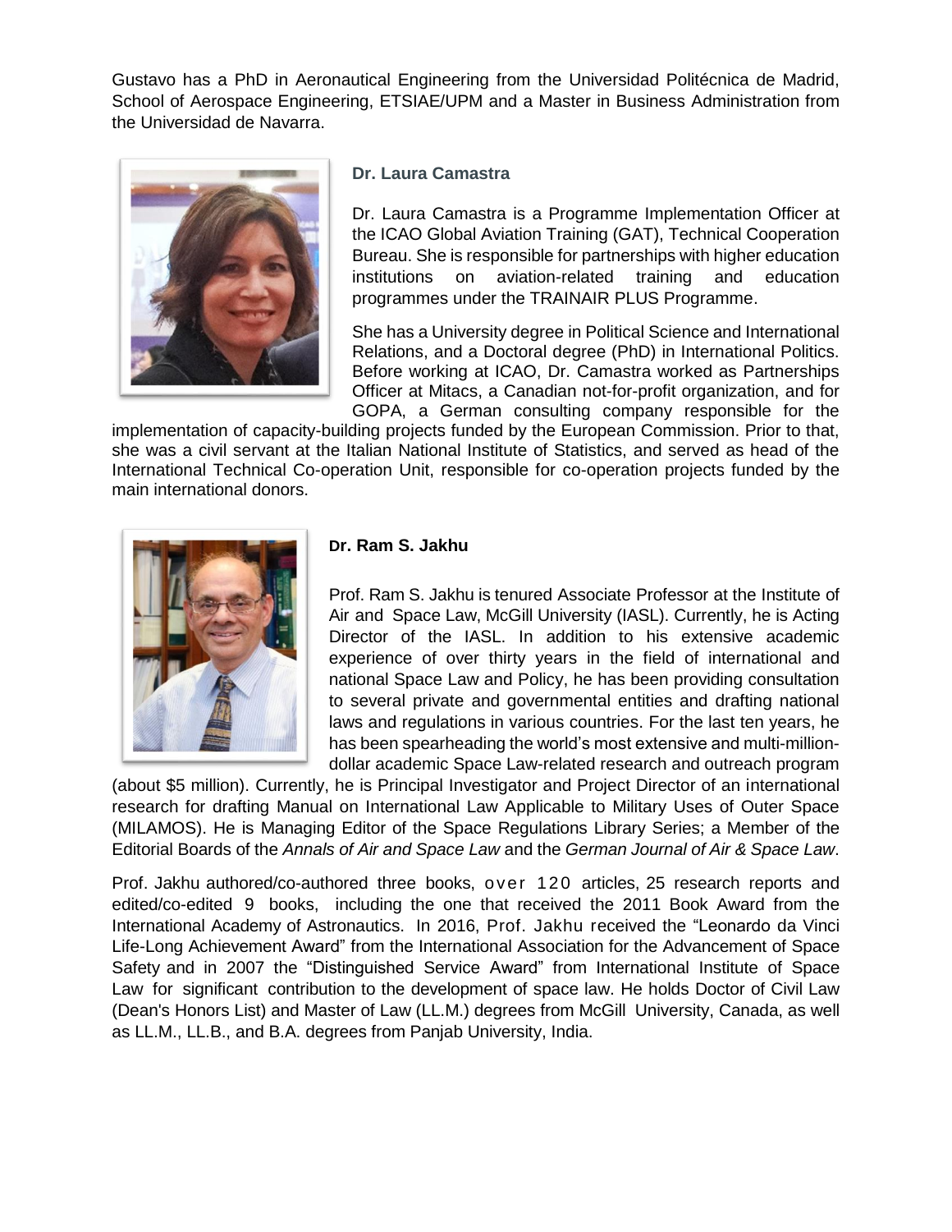Gustavo has a PhD in Aeronautical Engineering from the Universidad Politécnica de Madrid, School of Aerospace Engineering, ETSIAE/UPM and a Master in Business Administration from the Universidad de Navarra.

### Dr. Laura Camastra

Dr. Laura Camastra is a Programme Implementation Officer at the ICAO Global Aviation Training (GAT), Technical Cooperation Bureau. She is responsible for partnerships with higher education institutions on aviation-related training and education programmes under the TRAINAIR PLUS Programme.

She has a University degree in Political Science and International Relations, and a Doctoral degree (PhD) in International Politics. Before working at ICAO, Dr. Camastra worked as Partnerships Officer at Mitacs, a Canadian not-for-profit organization, and for GOPA, a German consulting company responsible for the implementation of capacity-building projects funded by the European Commission. Prior to that, she was a civil servant at the Italian National Institute of Statistics, and served as head of the International Technical Co-operation Unit, responsible for co-operation projects funded by the main international donors.

### Dr. Ram S. Jakhu

Prof. Ram S. Jakhu is tenured Associate Professor at the Institute of Air and Space Law, McGill University (IASL). Currently, he is Acting Director of the IASL. In addition to his extensive academic experience of over thirty years in the field of international and national Space Law and Policy, he has been providing consultation to several private and governmental entities and drafting national laws and regulations in various countries. For the last ten years, he has been spearheading the world's most extensive and multi-million-dollar academic Space Law-related research and outreach program (about $5 million). Currently, he is Principal Investigator and Project Director of an international research for drafting Manual on International Law Applicable to Military Uses of Outer Space (MILAMOS). He is Managing Editor of the Space Regulations Library Series; a Member of the Editorial Boards of the *Annals of Air and Space Law* and the *German Journal of Air & Space Law*.

Prof. Jakhu authored/co-authored three books, over 120 articles, 25 research reports and edited/co-edited 9 books, including the one that received the 2011 Book Award from the International Academy of Astronautics. In 2016, Prof. Jakhu received the "Leonardo da Vinci Life-Long Achievement Award" from the International Association for the Advancement of Space Safety and in 2007 the "Distinguished Service Award" from International Institute of Space Law for significant contribution to the development of space law. He holds Doctor of Civil Law (Dean's Honors List) and Master of Law (LL.M.) degrees from McGill University, Canada, as well as LL.M., LL.B., and B.A. degrees from Panjab University, India.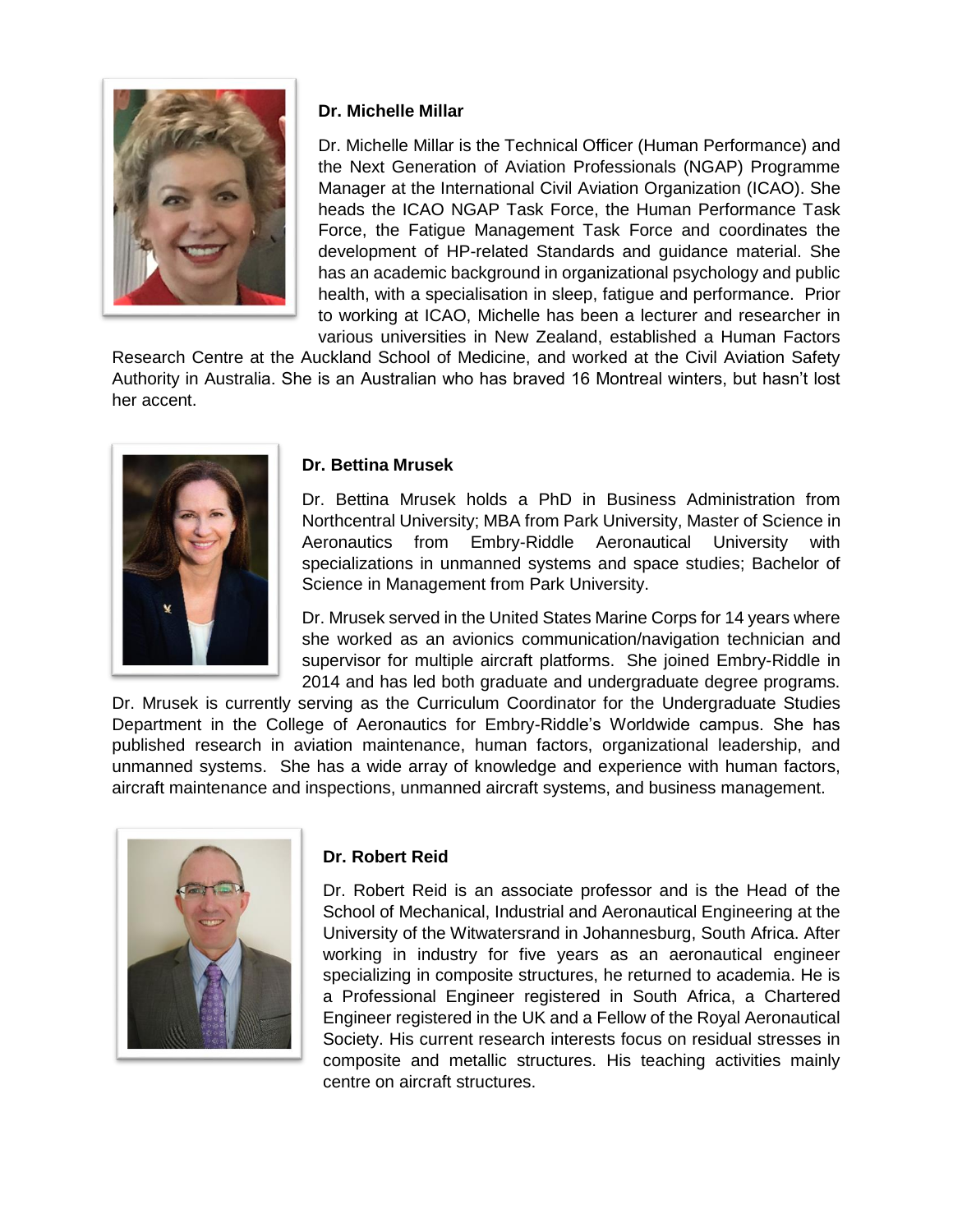**Dr. Michelle Millar**

Dr. Michelle Millar is the Technical Officer (Human Performance) and the Next Generation of Aviation Professionals (NGAP) Programme Manager at the International Civil Aviation Organization (ICAO). She heads the ICAO NGAP Task Force, the Human Performance Task Force, the Fatigue Management Task Force and coordinates the development of HP-related Standards and guidance material. She has an academic background in organizational psychology and public health, with a specialisation in sleep, fatigue and performance. Prior to working at ICAO, Michelle has been a lecturer and researcher in various universities in New Zealand, established a Human Factors Research Centre at the Auckland School of Medicine, and worked at the Civil Aviation Safety Authority in Australia. She is an Australian who has braved 16 Montreal winters, but hasn't lost her accent.

**Dr. Bettina Mrusek**

Dr. Bettina Mrusek holds a PhD in Business Administration from Northcentral University; MBA from Park University, Master of Science in Aeronautics from Embry-Riddle Aeronautical University with specializations in unmanned systems and space studies; Bachelor of Science in Management from Park University.

Dr. Mrusek served in the United States Marine Corps for 14 years where she worked as an avionics communication/navigation technician and supervisor for multiple aircraft platforms. She joined Embry-Riddle in 2014 and has led both graduate and undergraduate degree programs. Dr. Mrusek is currently serving as the Curriculum Coordinator for the Undergraduate Studies Department in the College of Aeronautics for Embry-Riddle's Worldwide campus. She has published research in aviation maintenance, human factors, organizational leadership, and unmanned systems. She has a wide array of knowledge and experience with human factors, aircraft maintenance and inspections, unmanned aircraft systems, and business management.

**Dr. Robert Reid**

Dr. Robert Reid is an associate professor and is the Head of the School of Mechanical, Industrial and Aeronautical Engineering at the University of the Witwatersrand in Johannesburg, South Africa. After working in industry for five years as an aeronautical engineer specializing in composite structures, he returned to academia. He is a Professional Engineer registered in South Africa, a Chartered Engineer registered in the UK and a Fellow of the Royal Aeronautical Society. His current research interests focus on residual stresses in composite and metallic structures. His teaching activities mainly centre on aircraft structures.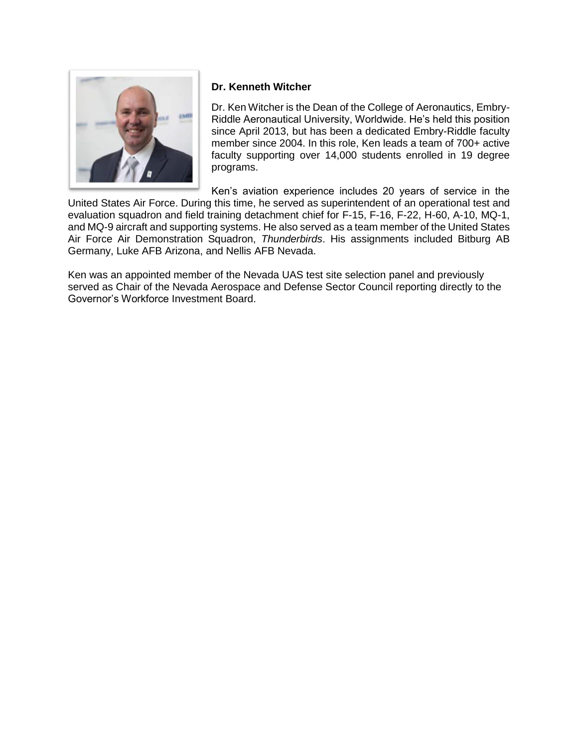**Dr. Kenneth Witcher**

Dr. Ken Witcher is the Dean of the College of Aeronautics, Embry-Riddle Aeronautical University, Worldwide. He's held this position since April 2013, but has been a dedicated Embry-Riddle faculty member since 2004. In this role, Ken leads a team of 700+ active faculty supporting over 14,000 students enrolled in 19 degree programs.

Ken's aviation experience includes 20 years of service in the United States Air Force. During this time, he served as superintendent of an operational test and evaluation squadron and field training detachment chief for F-15, F-16, F-22, H-60, A-10, MQ-1, and MQ-9 aircraft and supporting systems. He also served as a team member of the United States Air Force Air Demonstration Squadron, *Thunderbirds*. His assignments included Bitburg AB Germany, Luke AFB Arizona, and Nellis AFB Nevada.

Ken was an appointed member of the Nevada UAS test site selection panel and previously served as Chair of the Nevada Aerospace and Defense Sector Council reporting directly to the Governor's Workforce Investment Board.